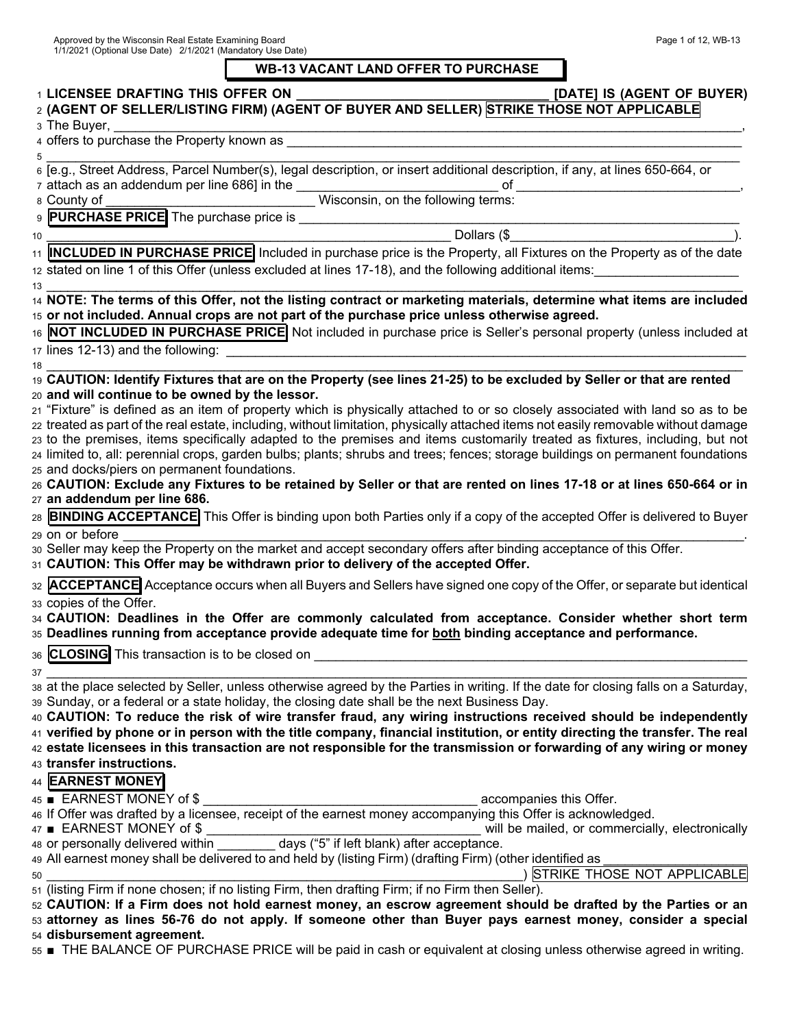Approved by the Wisconsin Real Estate Examining Board
1/1/2021 (Optional Use Date) 2/1/2021 (Mandatory Use Date)

# WB-13 VACANT LAND OFFER TO PURCHASE

1 **LICENSEE DRAFTING THIS OFFER ON \_\_\_\_\_\_\_\_\_\_\_\_\_\_\_\_\_\_\_\_\_\_\_\_\_\_\_\_\_\_\_\_\_\_ [DATE] IS (AGENT OF BUYER)**
2 **(AGENT OF SELLER/LISTING FIRM) (AGENT OF BUYER AND SELLER) STRIKE THOSE NOT APPLICABLE**
3 The Buyer, \_\_\_\_\_\_\_\_\_\_\_\_\_\_\_\_\_\_\_\_\_\_\_\_\_\_\_\_\_\_\_\_\_\_\_\_\_\_\_\_\_\_\_\_\_\_\_\_\_\_\_\_\_\_\_\_\_\_\_\_\_\_\_\_\_\_\_\_\_\_\_\_\_\_\_\_\_\_,
4 offers to purchase the Property known as \_\_\_\_\_\_\_\_\_\_\_\_\_\_\_\_\_\_\_\_\_\_\_\_\_\_\_\_\_\_\_\_\_\_\_\_\_\_\_\_\_\_\_\_\_\_\_\_\_\_\_\_\_\_\_\_
5 \_\_\_\_\_\_\_\_\_\_\_\_\_\_\_\_\_\_\_\_\_\_\_\_\_\_\_\_\_\_\_\_\_\_\_\_\_\_\_\_\_\_\_\_\_\_\_\_\_\_\_\_\_\_\_\_\_\_\_\_\_\_\_\_\_\_\_\_\_\_\_\_\_\_\_\_\_\_\_\_\_\_\_\_\_\_\_\_
6 [e.g., Street Address, Parcel Number(s), legal description, or insert additional description, if any, at lines 650-664, or
7 attach as an addendum per line 686] in the \_\_\_\_\_\_\_\_\_\_\_\_\_\_\_\_\_\_\_\_\_\_\_\_\_\_ of \_\_\_\_\_\_\_\_\_\_\_\_\_\_\_\_\_\_\_\_\_\_\_\_\_\_\_\_\_\_,
8 County of \_\_\_\_\_\_\_\_\_\_\_\_\_\_\_\_\_\_\_\_\_\_\_\_\_\_\_\_ Wisconsin, on the following terms:
9 **PURCHASE PRICE** The purchase price is \_\_\_\_\_\_\_\_\_\_\_\_\_\_\_\_\_\_\_\_\_\_\_\_\_\_\_\_\_\_\_\_\_\_\_\_\_\_\_\_\_\_\_\_\_\_\_\_\_\_\_\_\_\_\_\_
10 \_\_\_\_\_\_\_\_\_\_\_\_\_\_\_\_\_\_\_\_\_\_\_\_\_\_\_\_\_\_\_\_\_\_\_\_\_\_\_\_\_\_\_\_\_\_\_\_\_\_\_\_\_\_\_\_\_\_ Dollars ($\_\_\_\_\_\_\_\_\_\_\_\_\_\_\_\_\_\_\_\_\_\_\_\_\_\_\_\_\_\_).
11 **INCLUDED IN PURCHASE PRICE** Included in purchase price is the Property, all Fixtures on the Property as of the date
12 stated on line 1 of this Offer (unless excluded at lines 17-18), and the following additional items:\_\_\_\_\_\_\_\_\_\_\_\_\_\_\_\_\_\_\_
13 \_\_\_\_\_\_\_\_\_\_\_\_\_\_\_\_\_\_\_\_\_\_\_\_\_\_\_\_\_\_\_\_\_\_\_\_\_\_\_\_\_\_\_\_\_\_\_\_\_\_\_\_\_\_\_\_\_\_\_\_\_\_\_\_\_\_\_\_\_\_\_\_\_\_\_\_\_\_\_\_\_\_\_\_\_\_\_\_
14 **NOTE: The terms of this Offer, not the listing contract or marketing materials, determine what items are included**
15 **or not included. Annual crops are not part of the purchase price unless otherwise agreed.**
16 **NOT INCLUDED IN PURCHASE PRICE** Not included in purchase price is Seller's personal property (unless included at
17 lines 12-13) and the following: \_\_\_\_\_\_\_\_\_\_\_\_\_\_\_\_\_\_\_\_\_\_\_\_\_\_\_\_\_\_\_\_\_\_\_\_\_\_\_\_\_\_\_\_\_\_\_\_\_\_\_\_\_\_\_\_\_\_\_\_\_\_\_\_\_\_\_\_\_
18 \_\_\_\_\_\_\_\_\_\_\_\_\_\_\_\_\_\_\_\_\_\_\_\_\_\_\_\_\_\_\_\_\_\_\_\_\_\_\_\_\_\_\_\_\_\_\_\_\_\_\_\_\_\_\_\_\_\_\_\_\_\_\_\_\_\_\_\_\_\_\_\_\_\_\_\_\_\_\_\_\_\_\_\_\_\_\_\_
19 **CAUTION: Identify Fixtures that are on the Property (see lines 21-25) to be excluded by Seller or that are rented**
20 **and will continue to be owned by the lessor.**
21 "Fixture" is defined as an item of property which is physically attached to or so closely associated with land so as to be
22 treated as part of the real estate, including, without limitation, physically attached items not easily removable without damage
23 to the premises, items specifically adapted to the premises and items customarily treated as fixtures, including, but not
24 limited to, all: perennial crops, garden bulbs; plants; shrubs and trees; fences; storage buildings on permanent foundations
25 and docks/piers on permanent foundations.
26 **CAUTION: Exclude any Fixtures to be retained by Seller or that are rented on lines 17-18 or at lines 650-664 or in**
27 **an addendum per line 686.**
28 **BINDING ACCEPTANCE** This Offer is binding upon both Parties only if a copy of the accepted Offer is delivered to Buyer
29 on or before \_\_\_\_\_\_\_\_\_\_\_\_\_\_\_\_\_\_\_\_\_\_\_\_\_\_\_\_\_\_\_\_\_\_\_\_\_\_\_\_\_\_\_\_\_\_\_\_\_\_\_\_\_\_\_\_\_\_\_\_\_\_\_\_\_\_\_\_\_\_\_\_\_\_\_\_\_\_.
30 Seller may keep the Property on the market and accept secondary offers after binding acceptance of this Offer.
31 **CAUTION: This Offer may be withdrawn prior to delivery of the accepted Offer.**
32 **ACCEPTANCE** Acceptance occurs when all Buyers and Sellers have signed one copy of the Offer, or separate but identical
33 copies of the Offer.
34 **CAUTION: Deadlines in the Offer are commonly calculated from acceptance. Consider whether short term**
35 **Deadlines running from acceptance provide adequate time for both binding acceptance and performance.**
36 **CLOSING** This transaction is to be closed on \_\_\_\_\_\_\_\_\_\_\_\_\_\_\_\_\_\_\_\_\_\_\_\_\_\_\_\_\_\_\_\_\_\_\_\_\_\_\_\_\_\_\_\_\_\_\_\_\_\_\_\_\_\_\_\_\_\_
37 \_\_\_\_\_\_\_\_\_\_\_\_\_\_\_\_\_\_\_\_\_\_\_\_\_\_\_\_\_\_\_\_\_\_\_\_\_\_\_\_\_\_\_\_\_\_\_\_\_\_\_\_\_\_\_\_\_\_\_\_\_\_\_\_\_\_\_\_\_\_\_\_\_\_\_\_\_\_\_\_\_\_\_\_\_\_\_\_
38 at the place selected by Seller, unless otherwise agreed by the Parties in writing. If the date for closing falls on a Saturday,
39 Sunday, or a federal or a state holiday, the closing date shall be the next Business Day.
40 **CAUTION: To reduce the risk of wire transfer fraud, any wiring instructions received should be independently**
41 **verified by phone or in person with the title company, financial institution, or entity directing the transfer. The real**
42 **estate licensees in this transaction are not responsible for the transmission or forwarding of any wiring or money**
43 **transfer instructions.**
44 **EARNEST MONEY**
45 ■ EARNEST MONEY of $ \_\_\_\_\_\_\_\_\_\_\_\_\_\_\_\_\_\_\_\_\_\_\_\_\_\_\_\_\_\_\_\_\_\_\_\_\_ accompanies this Offer.
46 If Offer was drafted by a licensee, receipt of the earnest money accompanying this Offer is acknowledged.
47 ■ EARNEST MONEY of $ \_\_\_\_\_\_\_\_\_\_\_\_\_\_\_\_\_\_\_\_\_\_\_\_\_\_\_\_\_\_\_\_\_\_\_\_\_ will be mailed, or commercially, electronically
48 or personally delivered within \_\_\_\_\_\_\_\_ days ("5" if left blank) after acceptance.
49 All earnest money shall be delivered to and held by (listing Firm) (drafting Firm) (other identified as \_\_\_\_\_\_\_\_\_\_\_\_\_\_\_\_\_\_\_
50 \_\_\_\_\_\_\_\_\_\_\_\_\_\_\_\_\_\_\_\_\_\_\_\_\_\_\_\_\_\_\_\_\_\_\_\_\_\_\_\_\_\_\_\_\_\_\_\_\_\_\_\_\_\_\_\_\_\_\_\_\_\_\_\_) STRIKE THOSE NOT APPLICABLE
51 (listing Firm if none chosen; if no listing Firm, then drafting Firm; if no Firm then Seller).
52 **CAUTION: If a Firm does not hold earnest money, an escrow agreement should be drafted by the Parties or an**
53 **attorney as lines 56-76 do not apply. If someone other than Buyer pays earnest money, consider a special**
54 **disbursement agreement.**
55 ■ THE BALANCE OF PURCHASE PRICE will be paid in cash or equivalent at closing unless otherwise agreed in writing.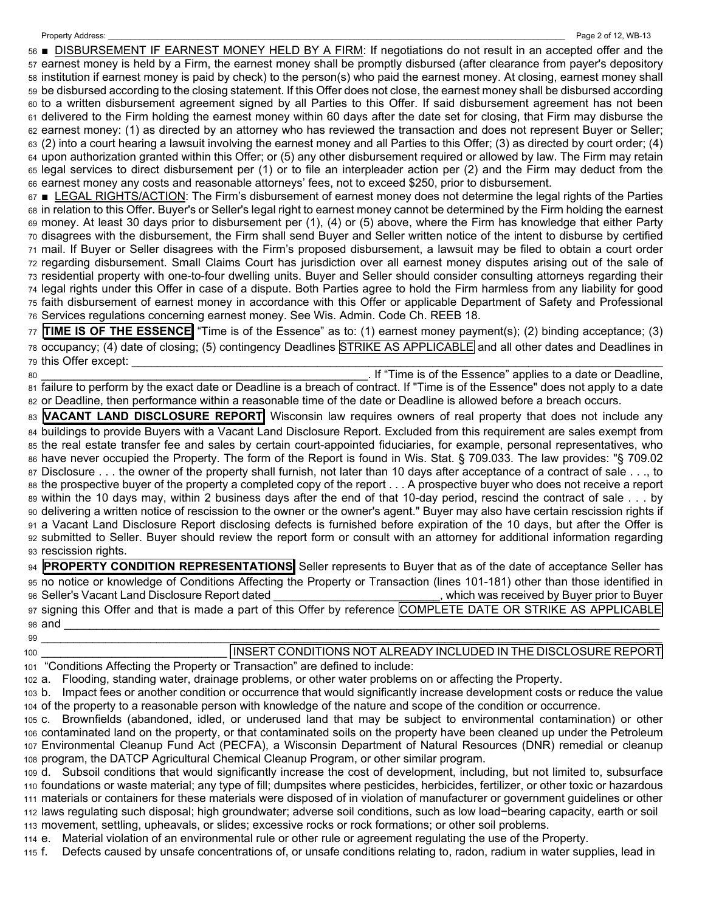Property Address: ___________________________________________________________________________________________

56 ■ DISBURSEMENT IF EARNEST MONEY HELD BY A FIRM: If negotiations do not result in an accepted offer and the
57 earnest money is held by a Firm, the earnest money shall be promptly disbursed (after clearance from payer's depository
58 institution if earnest money is paid by check) to the person(s) who paid the earnest money. At closing, earnest money shall
59 be disbursed according to the closing statement. If this Offer does not close, the earnest money shall be disbursed according
60 to a written disbursement agreement signed by all Parties to this Offer. If said disbursement agreement has not been
61 delivered to the Firm holding the earnest money within 60 days after the date set for closing, that Firm may disburse the
62 earnest money: (1) as directed by an attorney who has reviewed the transaction and does not represent Buyer or Seller;
63 (2) into a court hearing a lawsuit involving the earnest money and all Parties to this Offer; (3) as directed by court order; (4)
64 upon authorization granted within this Offer; or (5) any other disbursement required or allowed by law. The Firm may retain
65 legal services to direct disbursement per (1) or to file an interpleader action per (2) and the Firm may deduct from the
66 earnest money any costs and reasonable attorneys' fees, not to exceed $250, prior to disbursement.

67 ■ LEGAL RIGHTS/ACTION: The Firm's disbursement of earnest money does not determine the legal rights of the Parties
68 in relation to this Offer. Buyer's or Seller's legal right to earnest money cannot be determined by the Firm holding the earnest
69 money. At least 30 days prior to disbursement per (1), (4) or (5) above, where the Firm has knowledge that either Party
70 disagrees with the disbursement, the Firm shall send Buyer and Seller written notice of the intent to disburse by certified
71 mail. If Buyer or Seller disagrees with the Firm's proposed disbursement, a lawsuit may be filed to obtain a court order
72 regarding disbursement. Small Claims Court has jurisdiction over all earnest money disputes arising out of the sale of
73 residential property with one-to-four dwelling units. Buyer and Seller should consider consulting attorneys regarding their
74 legal rights under this Offer in case of a dispute. Both Parties agree to hold the Firm harmless from any liability for good
75 faith disbursement of earnest money in accordance with this Offer or applicable Department of Safety and Professional
76 Services regulations concerning earnest money. See Wis. Admin. Code Ch. REEB 18.

77 **TIME IS OF THE ESSENCE** "Time is of the Essence" as to: (1) earnest money payment(s); (2) binding acceptance; (3)
78 occupancy; (4) date of closing; (5) contingency Deadlines STRIKE AS APPLICABLE and all other dates and Deadlines in
79 this Offer except: ___________________________________________________________________________
80 ______________________________________________________. If "Time is of the Essence" applies to a date or Deadline,
81 failure to perform by the exact date or Deadline is a breach of contract. If "Time is of the Essence" does not apply to a date
82 or Deadline, then performance within a reasonable time of the date or Deadline is allowed before a breach occurs.

83 **VACANT LAND DISCLOSURE REPORT** Wisconsin law requires owners of real property that does not include any
84 buildings to provide Buyers with a Vacant Land Disclosure Report. Excluded from this requirement are sales exempt from
85 the real estate transfer fee and sales by certain court-appointed fiduciaries, for example, personal representatives, who
86 have never occupied the Property. The form of the Report is found in Wis. Stat. § 709.033. The law provides: "§ 709.02
87 Disclosure . . . the owner of the property shall furnish, not later than 10 days after acceptance of a contract of sale . . ., to
88 the prospective buyer of the property a completed copy of the report . . . A prospective buyer who does not receive a report
89 within the 10 days may, within 2 business days after the end of that 10-day period, rescind the contract of sale . . . by
90 delivering a written notice of rescission to the owner or the owner's agent." Buyer may also have certain rescission rights if
91 a Vacant Land Disclosure Report disclosing defects is furnished before expiration of the 10 days, but after the Offer is
92 submitted to Seller. Buyer should review the report form or consult with an attorney for additional information regarding
93 rescission rights.

94 **PROPERTY CONDITION REPRESENTATIONS** Seller represents to Buyer that as of the date of acceptance Seller has
95 no notice or knowledge of Conditions Affecting the Property or Transaction (lines 101-181) other than those identified in
96 Seller's Vacant Land Disclosure Report dated ___________________________, which was received by Buyer prior to Buyer
97 signing this Offer and that is made a part of this Offer by reference COMPLETE DATE OR STRIKE AS APPLICABLE
98 and ___________________________________________________________________________________________
99 ______________________________________________________________________________________________
100 ______________________________ INSERT CONDITIONS NOT ALREADY INCLUDED IN THE DISCLOSURE REPORT

101 "Conditions Affecting the Property or Transaction" are defined to include:
102 a. Flooding, standing water, drainage problems, or other water problems on or affecting the Property.
103 b. Impact fees or another condition or occurrence that would significantly increase development costs or reduce the value
104 of the property to a reasonable person with knowledge of the nature and scope of the condition or occurrence.
105 c. Brownfields (abandoned, idled, or underused land that may be subject to environmental contamination) or other
106 contaminated land on the property, or that contaminated soils on the property have been cleaned up under the Petroleum
107 Environmental Cleanup Fund Act (PECFA), a Wisconsin Department of Natural Resources (DNR) remedial or cleanup
108 program, the DATCP Agricultural Chemical Cleanup Program, or other similar program.
109 d. Subsoil conditions that would significantly increase the cost of development, including, but not limited to, subsurface
110 foundations or waste material; any type of fill; dumpsites where pesticides, herbicides, fertilizer, or other toxic or hazardous
111 materials or containers for these materials were disposed of in violation of manufacturer or government guidelines or other
112 laws regulating such disposal; high groundwater; adverse soil conditions, such as low load−bearing capacity, earth or soil
113 movement, settling, upheavals, or slides; excessive rocks or rock formations; or other soil problems.
114 e. Material violation of an environmental rule or other rule or agreement regulating the use of the Property.
115 f. Defects caused by unsafe concentrations of, or unsafe conditions relating to, radon, radium in water supplies, lead in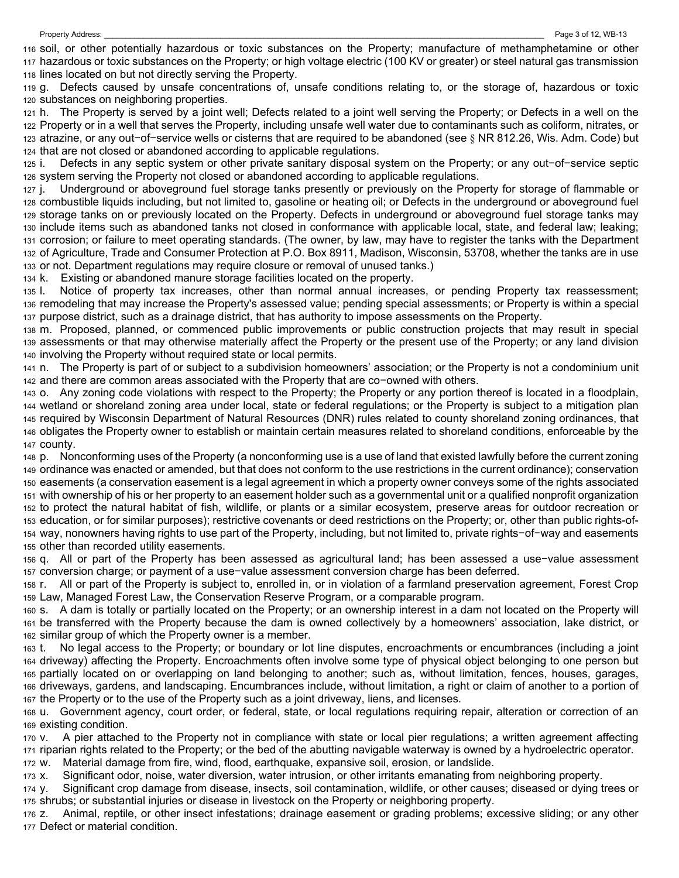soil, or other potentially hazardous or toxic substances on the Property; manufacture of methamphetamine or other hazardous or toxic substances on the Property; or high voltage electric (100 KV or greater) or steel natural gas transmission lines located on but not directly serving the Property.

g. Defects caused by unsafe concentrations of, unsafe conditions relating to, or the storage of, hazardous or toxic substances on neighboring properties.

h. The Property is served by a joint well; Defects related to a joint well serving the Property; or Defects in a well on the Property or in a well that serves the Property, including unsafe well water due to contaminants such as coliform, nitrates, or atrazine, or any out−of−service wells or cisterns that are required to be abandoned (see § NR 812.26, Wis. Adm. Code) but that are not closed or abandoned according to applicable regulations.

i. Defects in any septic system or other private sanitary disposal system on the Property; or any out−of−service septic system serving the Property not closed or abandoned according to applicable regulations.

j. Underground or aboveground fuel storage tanks presently or previously on the Property for storage of flammable or combustible liquids including, but not limited to, gasoline or heating oil; or Defects in the underground or aboveground fuel storage tanks on or previously located on the Property. Defects in underground or aboveground fuel storage tanks may include items such as abandoned tanks not closed in conformance with applicable local, state, and federal law; leaking; corrosion; or failure to meet operating standards. (The owner, by law, may have to register the tanks with the Department of Agriculture, Trade and Consumer Protection at P.O. Box 8911, Madison, Wisconsin, 53708, whether the tanks are in use or not. Department regulations may require closure or removal of unused tanks.)

k. Existing or abandoned manure storage facilities located on the property.

l. Notice of property tax increases, other than normal annual increases, or pending Property tax reassessment; remodeling that may increase the Property's assessed value; pending special assessments; or Property is within a special purpose district, such as a drainage district, that has authority to impose assessments on the Property.

m. Proposed, planned, or commenced public improvements or public construction projects that may result in special assessments or that may otherwise materially affect the Property or the present use of the Property; or any land division involving the Property without required state or local permits.

n. The Property is part of or subject to a subdivision homeowners' association; or the Property is not a condominium unit and there are common areas associated with the Property that are co−owned with others.

o. Any zoning code violations with respect to the Property; the Property or any portion thereof is located in a floodplain, wetland or shoreland zoning area under local, state or federal regulations; or the Property is subject to a mitigation plan required by Wisconsin Department of Natural Resources (DNR) rules related to county shoreland zoning ordinances, that obligates the Property owner to establish or maintain certain measures related to shoreland conditions, enforceable by the county.

p. Nonconforming uses of the Property (a nonconforming use is a use of land that existed lawfully before the current zoning ordinance was enacted or amended, but that does not conform to the use restrictions in the current ordinance); conservation easements (a conservation easement is a legal agreement in which a property owner conveys some of the rights associated with ownership of his or her property to an easement holder such as a governmental unit or a qualified nonprofit organization to protect the natural habitat of fish, wildlife, or plants or a similar ecosystem, preserve areas for outdoor recreation or education, or for similar purposes); restrictive covenants or deed restrictions on the Property; or, other than public rights-of-way, nonowners having rights to use part of the Property, including, but not limited to, private rights−of−way and easements other than recorded utility easements.

q. All or part of the Property has been assessed as agricultural land; has been assessed a use−value assessment conversion charge; or payment of a use−value assessment conversion charge has been deferred.

r. All or part of the Property is subject to, enrolled in, or in violation of a farmland preservation agreement, Forest Crop Law, Managed Forest Law, the Conservation Reserve Program, or a comparable program.

s. A dam is totally or partially located on the Property; or an ownership interest in a dam not located on the Property will be transferred with the Property because the dam is owned collectively by a homeowners' association, lake district, or similar group of which the Property owner is a member.

t. No legal access to the Property; or boundary or lot line disputes, encroachments or encumbrances (including a joint driveway) affecting the Property. Encroachments often involve some type of physical object belonging to one person but partially located on or overlapping on land belonging to another; such as, without limitation, fences, houses, garages, driveways, gardens, and landscaping. Encumbrances include, without limitation, a right or claim of another to a portion of the Property or to the use of the Property such as a joint driveway, liens, and licenses.

u. Government agency, court order, or federal, state, or local regulations requiring repair, alteration or correction of an existing condition.

v. A pier attached to the Property not in compliance with state or local pier regulations; a written agreement affecting riparian rights related to the Property; or the bed of the abutting navigable waterway is owned by a hydroelectric operator.

w. Material damage from fire, wind, flood, earthquake, expansive soil, erosion, or landslide.

x. Significant odor, noise, water diversion, water intrusion, or other irritants emanating from neighboring property.

y. Significant crop damage from disease, insects, soil contamination, wildlife, or other causes; diseased or dying trees or shrubs; or substantial injuries or disease in livestock on the Property or neighboring property.

z. Animal, reptile, or other insect infestations; drainage easement or grading problems; excessive sliding; or any other Defect or material condition.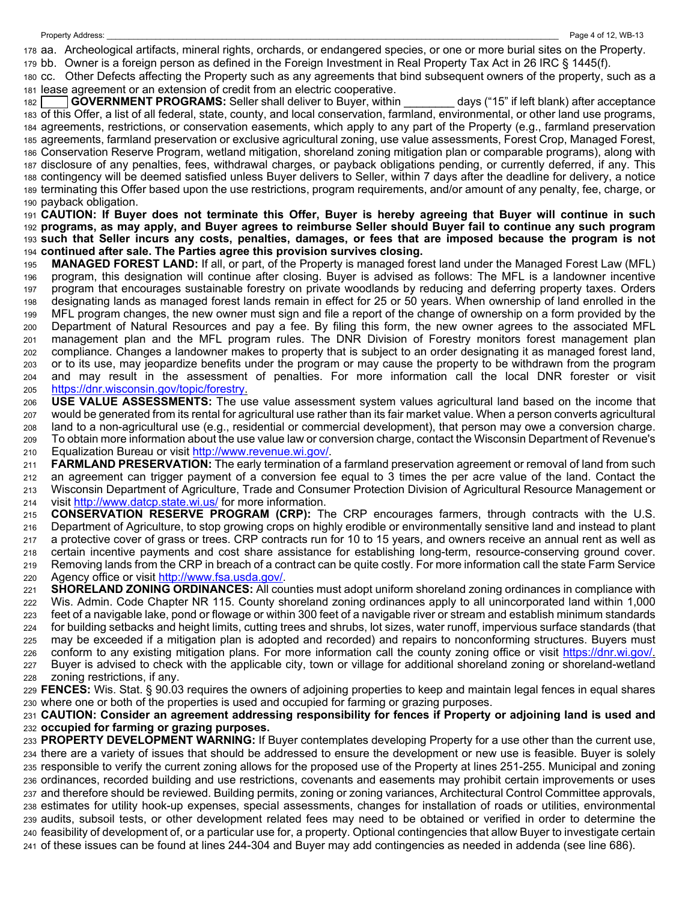aa. Archeological artifacts, mineral rights, orchards, or endangered species, or one or more burial sites on the Property.

bb. Owner is a foreign person as defined in the Foreign Investment in Real Property Tax Act in 26 IRC § 1445(f).

cc. Other Defects affecting the Property such as any agreements that bind subsequent owners of the property, such as a lease agreement or an extension of credit from an electric cooperative.

☐ **GOVERNMENT PROGRAMS:** Seller shall deliver to Buyer, within ________ days ("15" if left blank) after acceptance of this Offer, a list of all federal, state, county, and local conservation, farmland, environmental, or other land use programs, agreements, restrictions, or conservation easements, which apply to any part of the Property (e.g., farmland preservation agreements, farmland preservation or exclusive agricultural zoning, use value assessments, Forest Crop, Managed Forest, Conservation Reserve Program, wetland mitigation, shoreland zoning mitigation plan or comparable programs), along with disclosure of any penalties, fees, withdrawal charges, or payback obligations pending, or currently deferred, if any. This contingency will be deemed satisfied unless Buyer delivers to Seller, within 7 days after the deadline for delivery, a notice terminating this Offer based upon the use restrictions, program requirements, and/or amount of any penalty, fee, charge, or payback obligation.

**CAUTION: If Buyer does not terminate this Offer, Buyer is hereby agreeing that Buyer will continue in such programs, as may apply, and Buyer agrees to reimburse Seller should Buyer fail to continue any such program such that Seller incurs any costs, penalties, damages, or fees that are imposed because the program is not continued after sale. The Parties agree this provision survives closing.**

**MANAGED FOREST LAND:** If all, or part, of the Property is managed forest land under the Managed Forest Law (MFL) program, this designation will continue after closing. Buyer is advised as follows: The MFL is a landowner incentive program that encourages sustainable forestry on private woodlands by reducing and deferring property taxes. Orders designating lands as managed forest lands remain in effect for 25 or 50 years. When ownership of land enrolled in the MFL program changes, the new owner must sign and file a report of the change of ownership on a form provided by the Department of Natural Resources and pay a fee. By filing this form, the new owner agrees to the associated MFL management plan and the MFL program rules. The DNR Division of Forestry monitors forest management plan compliance. Changes a landowner makes to property that is subject to an order designating it as managed forest land, or to its use, may jeopardize benefits under the program or may cause the property to be withdrawn from the program and may result in the assessment of penalties. For more information call the local DNR forester or visit https://dnr.wisconsin.gov/topic/forestry.

**USE VALUE ASSESSMENTS:** The use value assessment system values agricultural land based on the income that would be generated from its rental for agricultural use rather than its fair market value. When a person converts agricultural land to a non-agricultural use (e.g., residential or commercial development), that person may owe a conversion charge. To obtain more information about the use value law or conversion charge, contact the Wisconsin Department of Revenue's Equalization Bureau or visit http://www.revenue.wi.gov/.

**FARMLAND PRESERVATION:** The early termination of a farmland preservation agreement or removal of land from such an agreement can trigger payment of a conversion fee equal to 3 times the per acre value of the land. Contact the Wisconsin Department of Agriculture, Trade and Consumer Protection Division of Agricultural Resource Management or visit http://www.datcp.state.wi.us/ for more information.

**CONSERVATION RESERVE PROGRAM (CRP):** The CRP encourages farmers, through contracts with the U.S. Department of Agriculture, to stop growing crops on highly erodible or environmentally sensitive land and instead to plant a protective cover of grass or trees. CRP contracts run for 10 to 15 years, and owners receive an annual rent as well as certain incentive payments and cost share assistance for establishing long-term, resource-conserving ground cover. Removing lands from the CRP in breach of a contract can be quite costly. For more information call the state Farm Service Agency office or visit http://www.fsa.usda.gov/.

**SHORELAND ZONING ORDINANCES:** All counties must adopt uniform shoreland zoning ordinances in compliance with Wis. Admin. Code Chapter NR 115. County shoreland zoning ordinances apply to all unincorporated land within 1,000 feet of a navigable lake, pond or flowage or within 300 feet of a navigable river or stream and establish minimum standards for building setbacks and height limits, cutting trees and shrubs, lot sizes, water runoff, impervious surface standards (that may be exceeded if a mitigation plan is adopted and recorded) and repairs to nonconforming structures. Buyers must conform to any existing mitigation plans. For more information call the county zoning office or visit https://dnr.wi.gov/. Buyer is advised to check with the applicable city, town or village for additional shoreland zoning or shoreland-wetland zoning restrictions, if any.

**FENCES:** Wis. Stat. § 90.03 requires the owners of adjoining properties to keep and maintain legal fences in equal shares where one or both of the properties is used and occupied for farming or grazing purposes.

**CAUTION: Consider an agreement addressing responsibility for fences if Property or adjoining land is used and occupied for farming or grazing purposes.**

**PROPERTY DEVELOPMENT WARNING:** If Buyer contemplates developing Property for a use other than the current use, there are a variety of issues that should be addressed to ensure the development or new use is feasible. Buyer is solely responsible to verify the current zoning allows for the proposed use of the Property at lines 251-255. Municipal and zoning ordinances, recorded building and use restrictions, covenants and easements may prohibit certain improvements or uses and therefore should be reviewed. Building permits, zoning or zoning variances, Architectural Control Committee approvals, estimates for utility hook-up expenses, special assessments, changes for installation of roads or utilities, environmental audits, subsoil tests, or other development related fees may need to be obtained or verified in order to determine the feasibility of development of, or a particular use for, a property. Optional contingencies that allow Buyer to investigate certain of these issues can be found at lines 244-304 and Buyer may add contingencies as needed in addenda (see line 686).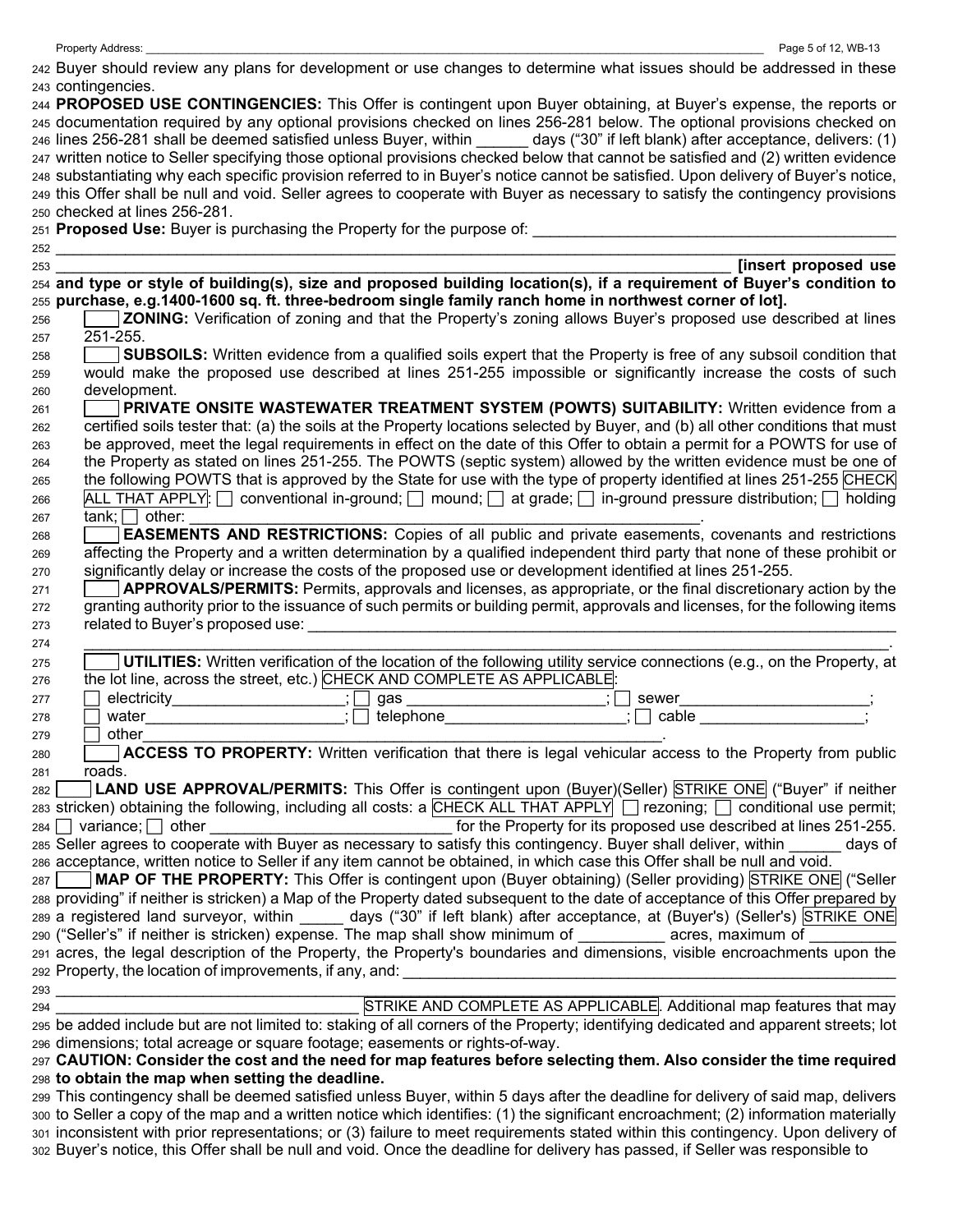Property Address: ______________________________________________________________________

242 Buyer should review any plans for development or use changes to determine what issues should be addressed in these
243 contingencies.

244 **PROPOSED USE CONTINGENCIES:** This Offer is contingent upon Buyer obtaining, at Buyer's expense, the reports or
245 documentation required by any optional provisions checked on lines 256-281 below. The optional provisions checked on
246 lines 256-281 shall be deemed satisfied unless Buyer, within ______ days ("30" if left blank) after acceptance, delivers: (1)
247 written notice to Seller specifying those optional provisions checked below that cannot be satisfied and (2) written evidence
248 substantiating why each specific provision referred to in Buyer's notice cannot be satisfied. Upon delivery of Buyer's notice,
249 this Offer shall be null and void. Seller agrees to cooperate with Buyer as necessary to satisfy the contingency provisions
250 checked at lines 256-281.

251 **Proposed Use:** Buyer is purchasing the Property for the purpose of: ____________________________________________
252 ________________________________________________________________________________________________
253 ____________________________________________________________________________ **[insert proposed use**
254 **and type or style of building(s), size and proposed building location(s), if a requirement of Buyer's condition to**
255 **purchase, e.g.1400-1600 sq. ft. three-bedroom single family ranch home in northwest corner of lot].**

256 ☐ **ZONING:** Verification of zoning and that the Property's zoning allows Buyer's proposed use described at lines
257 251-255.

258 ☐ **SUBSOILS:** Written evidence from a qualified soils expert that the Property is free of any subsoil condition that
259 would make the proposed use described at lines 251-255 impossible or significantly increase the costs of such
260 development.

261 ☐ **PRIVATE ONSITE WASTEWATER TREATMENT SYSTEM (POWTS) SUITABILITY:** Written evidence from a
262 certified soils tester that: (a) the soils at the Property locations selected by Buyer, and (b) all other conditions that must
263 be approved, meet the legal requirements in effect on the date of this Offer to obtain a permit for a POWTS for use of
264 the Property as stated on lines 251-255. The POWTS (septic system) allowed by the written evidence must be one of
265 the following POWTS that is approved by the State for use with the type of property identified at lines 251-255 CHECK
266 ALL THAT APPLY: ☐ conventional in-ground; ☐ mound; ☐ at grade; ☐ in-ground pressure distribution; ☐ holding
267 tank; ☐ other: ____________________________________________________________.

268 ☐ **EASEMENTS AND RESTRICTIONS:** Copies of all public and private easements, covenants and restrictions
269 affecting the Property and a written determination by a qualified independent third party that none of these prohibit or
270 significantly delay or increase the costs of the proposed use or development identified at lines 251-255.

271 ☐ **APPROVALS/PERMITS:** Permits, approvals and licenses, as appropriate, or the final discretionary action by the
272 granting authority prior to the issuance of such permits or building permit, approvals and licenses, for the following items
273 related to Buyer's proposed use: ____________________________________________________________________
274 ________________________________________________________________________________________________.

275 ☐ **UTILITIES:** Written verification of the location of the following utility service connections (e.g., on the Property, at
276 the lot line, across the street, etc.) CHECK AND COMPLETE AS APPLICABLE:
277 ☐ electricity___________________; ☐ gas ______________________; ☐ sewer_____________________;
278 ☐ water______________________; ☐ telephone____________________; ☐ cable __________________;
279 ☐ other____________________________________________________________.

280 ☐ **ACCESS TO PROPERTY:** Written verification that there is legal vehicular access to the Property from public
281 roads.

282 ☐ **LAND USE APPROVAL/PERMITS:** This Offer is contingent upon (Buyer)(Seller) STRIKE ONE ("Buyer" if neither
283 stricken) obtaining the following, including all costs: a CHECK ALL THAT APPLY ☐ rezoning; ☐ conditional use permit;
284 ☐ variance; ☐ other ____________________________ for the Property for its proposed use described at lines 251-255.
285 Seller agrees to cooperate with Buyer as necessary to satisfy this contingency. Buyer shall deliver, within ______ days of
286 acceptance, written notice to Seller if any item cannot be obtained, in which case this Offer shall be null and void.

287 ☐ **MAP OF THE PROPERTY:** This Offer is contingent upon (Buyer obtaining) (Seller providing) STRIKE ONE ("Seller
288 providing" if neither is stricken) a Map of the Property dated subsequent to the date of acceptance of this Offer prepared by
289 a registered land surveyor, within _____ days ("30" if left blank) after acceptance, at (Buyer's) (Seller's) STRIKE ONE
290 ("Seller's" if neither is stricken) expense. The map shall show minimum of __________ acres, maximum of __________
291 acres, the legal description of the Property, the Property's boundaries and dimensions, visible encroachments upon the
292 Property, the location of improvements, if any, and: ______________________________________________________
293 ________________________________________________________________________________________________
294 ____________________________________ STRIKE AND COMPLETE AS APPLICABLE. Additional map features that may
295 be added include but are not limited to: staking of all corners of the Property; identifying dedicated and apparent streets; lot
296 dimensions; total acreage or square footage; easements or rights-of-way.

297 **CAUTION: Consider the cost and the need for map features before selecting them. Also consider the time required**
298 **to obtain the map when setting the deadline.**

299 This contingency shall be deemed satisfied unless Buyer, within 5 days after the deadline for delivery of said map, delivers
300 to Seller a copy of the map and a written notice which identifies: (1) the significant encroachment; (2) information materially
301 inconsistent with prior representations; or (3) failure to meet requirements stated within this contingency. Upon delivery of
302 Buyer's notice, this Offer shall be null and void. Once the deadline for delivery has passed, if Seller was responsible to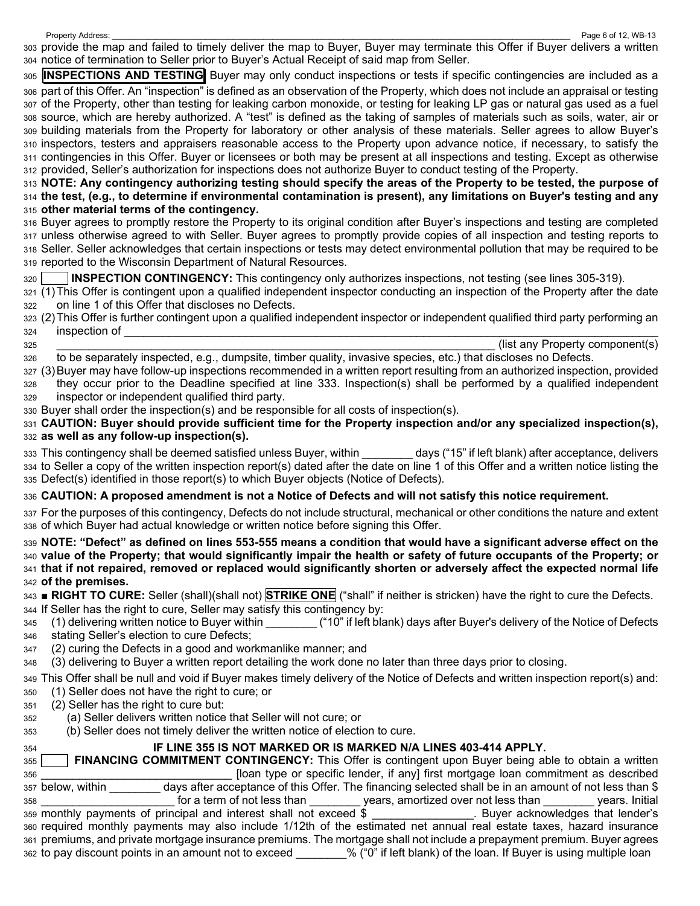provide the map and failed to timely deliver the map to Buyer, Buyer may terminate this Offer if Buyer delivers a written notice of termination to Seller prior to Buyer's Actual Receipt of said map from Seller.

**INSPECTIONS AND TESTING** Buyer may only conduct inspections or tests if specific contingencies are included as a part of this Offer. An "inspection" is defined as an observation of the Property, which does not include an appraisal or testing of the Property, other than testing for leaking carbon monoxide, or testing for leaking LP gas or natural gas used as a fuel source, which are hereby authorized. A "test" is defined as the taking of samples of materials such as soils, water, air or building materials from the Property for laboratory or other analysis of these materials. Seller agrees to allow Buyer's inspectors, testers and appraisers reasonable access to the Property upon advance notice, if necessary, to satisfy the contingencies in this Offer. Buyer or licensees or both may be present at all inspections and testing. Except as otherwise provided, Seller's authorization for inspections does not authorize Buyer to conduct testing of the Property.

**NOTE: Any contingency authorizing testing should specify the areas of the Property to be tested, the purpose of the test, (e.g., to determine if environmental contamination is present), any limitations on Buyer's testing and any other material terms of the contingency.**

Buyer agrees to promptly restore the Property to its original condition after Buyer's inspections and testing are completed unless otherwise agreed to with Seller. Buyer agrees to promptly provide copies of all inspection and testing reports to Seller. Seller acknowledges that certain inspections or tests may detect environmental pollution that may be required to be reported to the Wisconsin Department of Natural Resources.

_____ **INSPECTION CONTINGENCY:** This contingency only authorizes inspections, not testing (see lines 305-319).

(1) This Offer is contingent upon a qualified independent inspector conducting an inspection of the Property after the date on line 1 of this Offer that discloses no Defects.

(2) This Offer is further contingent upon a qualified independent inspector or independent qualified third party performing an inspection of ______________________________________________________________________________ ______________________________________________________________________________ (list any Property component(s) to be separately inspected, e.g., dumpsite, timber quality, invasive species, etc.) that discloses no Defects.

(3) Buyer may have follow-up inspections recommended in a written report resulting from an authorized inspection, provided they occur prior to the Deadline specified at line 333. Inspection(s) shall be performed by a qualified independent inspector or independent qualified third party.

Buyer shall order the inspection(s) and be responsible for all costs of inspection(s).

**CAUTION: Buyer should provide sufficient time for the Property inspection and/or any specialized inspection(s), as well as any follow-up inspection(s).**

This contingency shall be deemed satisfied unless Buyer, within ________ days ("15" if left blank) after acceptance, delivers to Seller a copy of the written inspection report(s) dated after the date on line 1 of this Offer and a written notice listing the Defect(s) identified in those report(s) to which Buyer objects (Notice of Defects).

**CAUTION: A proposed amendment is not a Notice of Defects and will not satisfy this notice requirement.**

For the purposes of this contingency, Defects do not include structural, mechanical or other conditions the nature and extent of which Buyer had actual knowledge or written notice before signing this Offer.

**NOTE: "Defect" as defined on lines 553-555 means a condition that would have a significant adverse effect on the value of the Property; that would significantly impair the health or safety of future occupants of the Property; or that if not repaired, removed or replaced would significantly shorten or adversely affect the expected normal life of the premises.**

■ **RIGHT TO CURE:** Seller (shall)(shall not) **STRIKE ONE** ("shall" if neither is stricken) have the right to cure the Defects. If Seller has the right to cure, Seller may satisfy this contingency by:

(1) delivering written notice to Buyer within ________ ("10" if left blank) days after Buyer's delivery of the Notice of Defects stating Seller's election to cure Defects;

(2) curing the Defects in a good and workmanlike manner; and

(3) delivering to Buyer a written report detailing the work done no later than three days prior to closing.

This Offer shall be null and void if Buyer makes timely delivery of the Notice of Defects and written inspection report(s) and:

(1) Seller does not have the right to cure; or

(2) Seller has the right to cure but:

(a) Seller delivers written notice that Seller will not cure; or

(b) Seller does not timely deliver the written notice of election to cure.

**IF LINE 355 IS NOT MARKED OR IS MARKED N/A LINES 403-414 APPLY.**

_____ **FINANCING COMMITMENT CONTINGENCY:** This Offer is contingent upon Buyer being able to obtain a written ______________________________ [loan type or specific lender, if any] first mortgage loan commitment as described below, within ________ days after acceptance of this Offer. The financing selected shall be in an amount of not less than $ ______________________ for a term of not less than ________ years, amortized over not less than ________ years. Initial monthly payments of principal and interest shall not exceed $ ________________. Buyer acknowledges that lender's required monthly payments may also include 1/12th of the estimated net annual real estate taxes, hazard insurance premiums, and private mortgage insurance premiums. The mortgage shall not include a prepayment premium. Buyer agrees to pay discount points in an amount not to exceed ________% ("0" if left blank) of the loan. If Buyer is using multiple loan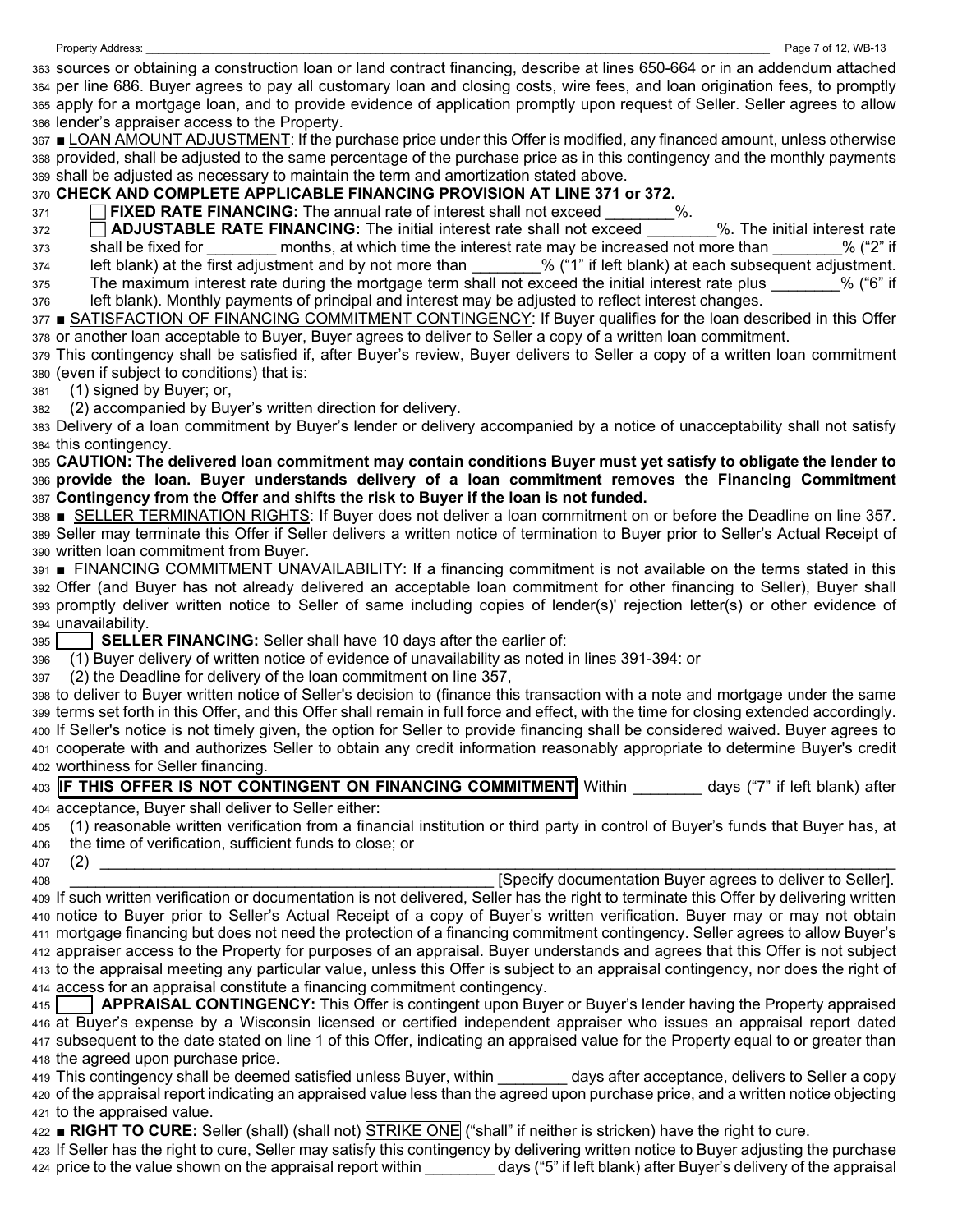sources or obtaining a construction loan or land contract financing, describe at lines 650-664 or in an addendum attached per line 686. Buyer agrees to pay all customary loan and closing costs, wire fees, and loan origination fees, to promptly apply for a mortgage loan, and to provide evidence of application promptly upon request of Seller. Seller agrees to allow lender's appraiser access to the Property.

■ LOAN AMOUNT ADJUSTMENT: If the purchase price under this Offer is modified, any financed amount, unless otherwise provided, shall be adjusted to the same percentage of the purchase price as in this contingency and the monthly payments shall be adjusted as as necessary to maintain the term and amortization stated above.

**CHECK AND COMPLETE APPLICABLE FINANCING PROVISION AT LINE 371 or 372.**

☐ **FIXED RATE FINANCING:** The annual rate of interest shall not exceed ________%.

☐ **ADJUSTABLE RATE FINANCING:** The initial interest rate shall not exceed ________%. The initial interest rate shall be fixed for ________ months, at which time the interest rate may be increased not more than ________% ("2" if left blank) at the first adjustment and by not more than ________% ("1" if left blank) at each subsequent adjustment. The maximum interest rate during the mortgage term shall not exceed the initial interest rate plus ________% ("6" if left blank). Monthly payments of principal and interest may be adjusted to reflect interest changes.

■ SATISFACTION OF FINANCING COMMITMENT CONTINGENCY: If Buyer qualifies for the loan described in this Offer or another loan acceptable to Buyer, Buyer agrees to deliver to Seller a copy of a written loan commitment.

This contingency shall be satisfied if, after Buyer's review, Buyer delivers to Seller a copy of a written loan commitment (even if subject to conditions) that is:

(1) signed by Buyer; or,

(2) accompanied by Buyer's written direction for delivery.

Delivery of a loan commitment by Buyer's lender or delivery accompanied by a notice of unacceptability shall not satisfy this contingency.

**CAUTION: The delivered loan commitment may contain conditions Buyer must yet satisfy to obligate the lender to provide the loan. Buyer understands delivery of a loan commitment removes the Financing Commitment Contingency from the Offer and shifts the risk to Buyer if the loan is not funded.**

■ SELLER TERMINATION RIGHTS: If Buyer does not deliver a loan commitment on or before the Deadline on line 357. Seller may terminate this Offer if Seller delivers a written notice of termination to Buyer prior to Seller's Actual Receipt of written loan commitment from Buyer.

■ FINANCING COMMITMENT UNAVAILABILITY: If a financing commitment is not available on the terms stated in this Offer (and Buyer has not already delivered an acceptable loan commitment for other financing to Seller), Buyer shall promptly deliver written notice to Seller of same including copies of lender(s)' rejection letter(s) or other evidence of unavailability.

☐ **SELLER FINANCING:** Seller shall have 10 days after the earlier of:

(1) Buyer delivery of written notice of evidence of unavailability as noted in lines 391-394: or

(2) the Deadline for delivery of the loan commitment on line 357,

to deliver to Buyer written notice of Seller's decision to (finance this transaction with a note and mortgage under the same terms set forth in this Offer, and this Offer shall remain in full force and effect, with the time for closing extended accordingly. If Seller's notice is not timely given, the option for Seller to provide financing shall be considered waived. Buyer agrees to cooperate with and authorizes Seller to obtain any credit information reasonably appropriate to determine Buyer's credit worthiness for Seller financing.

**IF THIS OFFER IS NOT CONTINGENT ON FINANCING COMMITMENT** Within ________ days ("7" if left blank) after acceptance, Buyer shall deliver to Seller either:

(1) reasonable written verification from a financial institution or third party in control of Buyer's funds that Buyer has, at the time of verification, sufficient funds to close; or

(2) ______________________________________________________________________
______________________________________________________ [Specify documentation Buyer agrees to deliver to Seller].

If such written verification or documentation is not delivered, Seller has the right to terminate this Offer by delivering written notice to Buyer prior to Seller's Actual Receipt of a copy of Buyer's written verification. Buyer may or may not obtain mortgage financing but does not need the protection of a financing commitment contingency. Seller agrees to allow Buyer's appraiser access to the Property for purposes of an appraisal. Buyer understands and agrees that this Offer is not subject to the appraisal meeting any particular value, unless this Offer is subject to an appraisal contingency, nor does the right of access for an appraisal constitute a financing commitment contingency.

☐ **APPRAISAL CONTINGENCY:** This Offer is contingent upon Buyer or Buyer's lender having the Property appraised at Buyer's expense by a Wisconsin licensed or certified independent appraiser who issues an appraisal report dated subsequent to the date stated on line 1 of this Offer, indicating an appraised value for the Property equal to or greater than the agreed upon purchase price.

This contingency shall be deemed satisfied unless Buyer, within ________ days after acceptance, delivers to Seller a copy of the appraisal report indicating an appraised value less than the agreed upon purchase price, and a written notice objecting to the appraised value.

■ **RIGHT TO CURE:** Seller (shall) (shall not) STRIKE ONE ("shall" if neither is stricken) have the right to cure.

If Seller has the right to cure, Seller may satisfy this contingency by delivering written notice to Buyer adjusting the purchase price to the value shown on the appraisal report within ________ days ("5" if left blank) after Buyer's delivery of the appraisal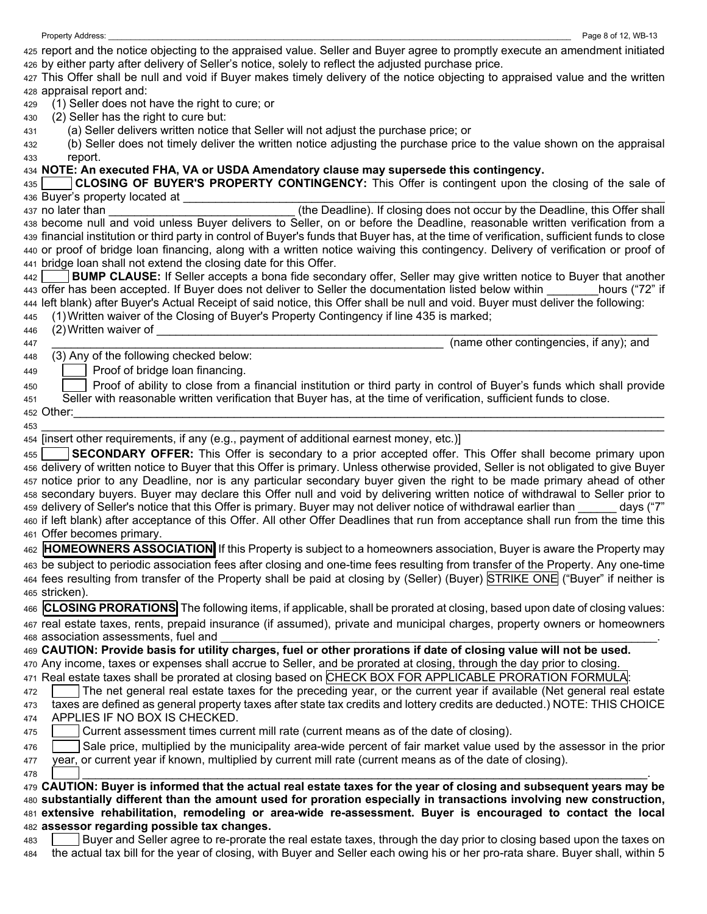report and the notice objecting to the appraised value. Seller and Buyer agree to promptly execute an amendment initiated by either party after delivery of Seller's notice, solely to reflect the adjusted purchase price.

This Offer shall be null and void if Buyer makes timely delivery of the notice objecting to appraised value and the written appraisal report and:

(1) Seller does not have the right to cure; or

(2) Seller has the right to cure but:

(a) Seller delivers written notice that Seller will not adjust the purchase price; or

(b) Seller does not timely deliver the written notice adjusting the purchase price to the value shown on the appraisal report.

**NOTE: An executed FHA, VA or USDA Amendatory clause may supersede this contingency.**

☐ **CLOSING OF BUYER'S PROPERTY CONTINGENCY:** This Offer is contingent upon the closing of the sale of Buyer's property located at ______________________________ no later than ______________________________ (the Deadline). If closing does not occur by the Deadline, this Offer shall become null and void unless Buyer delivers to Seller, on or before the Deadline, reasonable written verification from a financial institution or third party in control of Buyer's funds that Buyer has, at the time of verification, sufficient funds to close or proof of bridge loan financing, along with a written notice waiving this contingency. Delivery of verification or proof of bridge loan shall not extend the closing date for this Offer.

☐ **BUMP CLAUSE:** If Seller accepts a bona fide secondary offer, Seller may give written notice to Buyer that another offer has been accepted. If Buyer does not deliver to Seller the documentation listed below within ________ hours ("72" if left blank) after Buyer's Actual Receipt of said notice, this Offer shall be null and void. Buyer must deliver the following:

(1) Written waiver of the Closing of Buyer's Property Contingency if line 435 is marked;

(2) Written waiver of ______________________________________________________________ (name other contingencies, if any); and

(3) Any of the following checked below:

☐ Proof of bridge loan financing.

☐ Proof of ability to close from a financial institution or third party in control of Buyer's funds which shall provide Seller with reasonable written verification that Buyer has, at the time of verification, sufficient funds to close.

Other: ______________________________________________________________

[insert other requirements, if any (e.g., payment of additional earnest money, etc.)]

☐ **SECONDARY OFFER:** This Offer is secondary to a prior accepted offer. This Offer shall become primary upon delivery of written notice to Buyer that this Offer is primary. Unless otherwise provided, Seller is not obligated to give Buyer notice prior to any Deadline, nor is any particular secondary buyer given the right to be made primary ahead of other secondary buyers. Buyer may declare this Offer null and void by delivering written notice of withdrawal to Seller prior to delivery of Seller's notice that this Offer is primary. Buyer may not deliver notice of withdrawal earlier than ______ days ("7" if left blank) after acceptance of this Offer. All other Offer Deadlines that run from acceptance shall run from the time this Offer becomes primary.

**HOMEOWNERS ASSOCIATION** If this Property is subject to a homeowners association, Buyer is aware the Property may be subject to periodic association fees after closing and one-time fees resulting from transfer of the Property. Any one-time fees resulting from transfer of the Property shall be paid at closing by (Seller) (Buyer) STRIKE ONE ("Buyer" if neither is stricken).

**CLOSING PRORATIONS** The following items, if applicable, shall be prorated at closing, based upon date of closing values: real estate taxes, rents, prepaid insurance (if assumed), private and municipal charges, property owners or homeowners association assessments, fuel and ______________________________________________.

**CAUTION: Provide basis for utility charges, fuel or other prorations if date of closing value will not be used.**

Any income, taxes or expenses shall accrue to Seller, and be prorated at closing, through the day prior to closing.

Real estate taxes shall be prorated at closing based on CHECK BOX FOR APPLICABLE PRORATION FORMULA:

☐ The net general real estate taxes for the preceding year, or the current year if available (Net general real estate taxes are defined as general property taxes after state tax credits and lottery credits are deducted.) NOTE: THIS CHOICE APPLIES IF NO BOX IS CHECKED.

☐ Current assessment times current mill rate (current means as of the date of closing).

☐ Sale price, multiplied by the municipality area-wide percent of fair market value used by the assessor in the prior year, or current year if known, multiplied by current mill rate (current means as of the date of closing).

☐ ______________________________________________________________.

**CAUTION: Buyer is informed that the actual real estate taxes for the year of closing and subsequent years may be substantially different than the amount used for proration especially in transactions involving new construction, extensive rehabilitation, remodeling or area-wide re-assessment. Buyer is encouraged to contact the local assessor regarding possible tax changes.**

☐ Buyer and Seller agree to re-prorate the real estate taxes, through the day prior to closing based upon the taxes on the actual tax bill for the year of closing, with Buyer and Seller each owing his or her pro-rata share. Buyer shall, within 5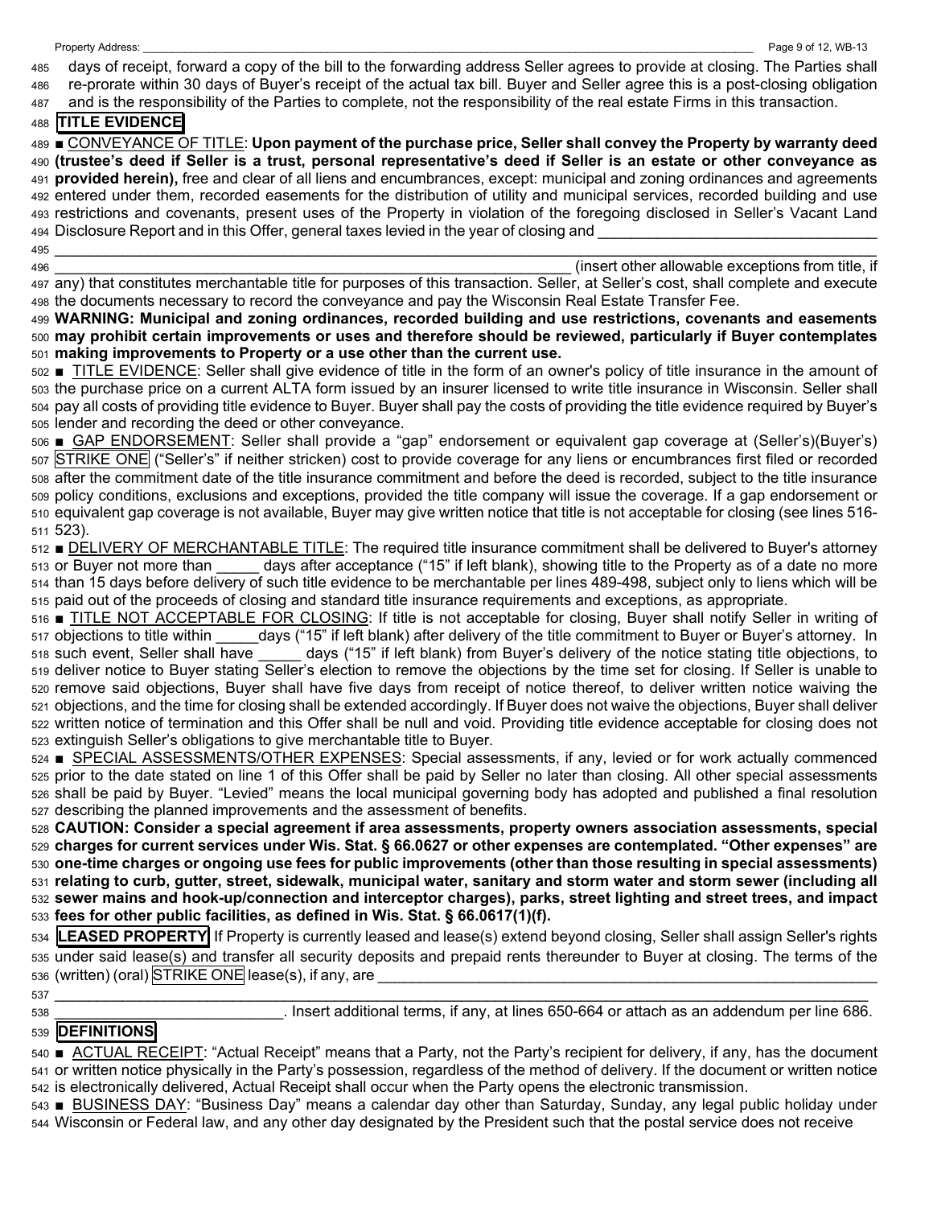days of receipt, forward a copy of the bill to the forwarding address Seller agrees to provide at closing. The Parties shall re-prorate within 30 days of Buyer's receipt of the actual tax bill. Buyer and Seller agree this is a post-closing obligation and is the responsibility of the Parties to complete, not the responsibility of the real estate Firms in this transaction.

**TITLE EVIDENCE**

■ CONVEYANCE OF TITLE: **Upon payment of the purchase price, Seller shall convey the Property by warranty deed (trustee's deed if Seller is a trust, personal representative's deed if Seller is an estate or other conveyance as provided herein),** free and clear of all liens and encumbrances, except: municipal and zoning ordinances and agreements entered under them, recorded easements for the distribution of utility and municipal services, recorded building and use restrictions and covenants, present uses of the Property in violation of the foregoing disclosed in Seller's Vacant Land Disclosure Report and in this Offer, general taxes levied in the year of closing and ___________________________________

_______________________________________________________________________________________________

_______________________________________________________________ (insert other allowable exceptions from title, if any) that constitutes merchantable title for purposes of this transaction. Seller, at Seller's cost, shall complete and execute the documents necessary to record the conveyance and pay the Wisconsin Real Estate Transfer Fee.

**WARNING: Municipal and zoning ordinances, recorded building and use restrictions, covenants and easements may prohibit certain improvements or uses and therefore should be reviewed, particularly if Buyer contemplates making improvements to Property or a use other than the current use.**

■ TITLE EVIDENCE: Seller shall give evidence of title in the form of an owner's policy of title insurance in the amount of the purchase price on a current ALTA form issued by an insurer licensed to write title insurance in Wisconsin. Seller shall pay all costs of providing title evidence to Buyer. Buyer shall pay the costs of providing the title evidence required by Buyer's lender and recording the deed or other conveyance.

■ GAP ENDORSEMENT: Seller shall provide a "gap" endorsement or equivalent gap coverage at (Seller's)(Buyer's) STRIKE ONE ("Seller's" if neither stricken) cost to provide coverage for any liens or encumbrances first filed or recorded after the commitment date of the title insurance commitment and before the deed is recorded, subject to the title insurance policy conditions, exclusions and exceptions, provided the title company will issue the coverage. If a gap endorsement or equivalent gap coverage is not available, Buyer may give written notice that title is not acceptable for closing (see lines 516-523).

■ DELIVERY OF MERCHANTABLE TITLE: The required title insurance commitment shall be delivered to Buyer's attorney or Buyer not more than _____ days after acceptance ("15" if left blank), showing title to the Property as of a date no more than 15 days before delivery of such title evidence to be merchantable per lines 489-498, subject only to liens which will be paid out of the proceeds of closing and standard title insurance requirements and exceptions, as appropriate.

■ TITLE NOT ACCEPTABLE FOR CLOSING: If title is not acceptable for closing, Buyer shall notify Seller in writing of objections to title within _____days ("15" if left blank) after delivery of the title commitment to Buyer or Buyer's attorney. In such event, Seller shall have _____ days ("15" if left blank) from Buyer's delivery of the notice stating title objections, to deliver notice to Buyer stating Seller's election to remove the objections by the time set for closing. If Seller is unable to remove said objections, Buyer shall have five days from receipt of notice thereof, to deliver written notice waiving the objections, and the time for closing shall be extended accordingly. If Buyer does not waive the objections, Buyer shall deliver written notice of termination and this Offer shall be null and void. Providing title evidence acceptable for closing does not extinguish Seller's obligations to give merchantable title to Buyer.

■ SPECIAL ASSESSMENTS/OTHER EXPENSES: Special assessments, if any, levied or for work actually commenced prior to the date stated on line 1 of this Offer shall be paid by Seller no later than closing. All other special assessments shall be paid by Buyer. "Levied" means the local municipal governing body has adopted and published a final resolution describing the planned improvements and the assessment of benefits.

**CAUTION: Consider a special agreement if area assessments, property owners association assessments, special charges for current services under Wis. Stat. § 66.0627 or other expenses are contemplated. "Other expenses" are one-time charges or ongoing use fees for public improvements (other than those resulting in special assessments) relating to curb, gutter, street, sidewalk, municipal water, sanitary and storm water and storm sewer (including all sewer mains and hook-up/connection and interceptor charges), parks, street lighting and street trees, and impact fees for other public facilities, as defined in Wis. Stat. § 66.0617(1)(f).**

**LEASED PROPERTY** If Property is currently leased and lease(s) extend beyond closing, Seller shall assign Seller's rights under said lease(s) and transfer all security deposits and prepaid rents thereunder to Buyer at closing. The terms of the (written) (oral) STRIKE ONE lease(s), if any, are _______________________________________________________

_______________________________________________________________________________________________

___________________________. Insert additional terms, if any, at lines 650-664 or attach as an addendum per line 686.

**DEFINITIONS**

■ ACTUAL RECEIPT: "Actual Receipt" means that a Party, not the Party's recipient for delivery, if any, has the document or written notice physically in the Party's possession, regardless of the method of delivery. If the document or written notice is electronically delivered, Actual Receipt shall occur when the Party opens the electronic transmission.

■ BUSINESS DAY: "Business Day" means a calendar day other than Saturday, Sunday, any legal public holiday under Wisconsin or Federal law, and any other day designated by the President such that the postal service does not receive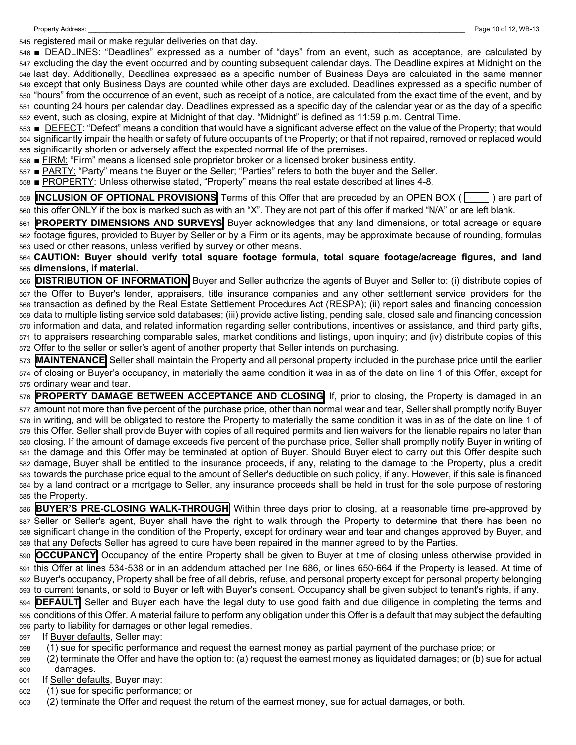registered mail or make regular deliveries on that day.

■ DEADLINES: "Deadlines" expressed as a number of "days" from an event, such as acceptance, are calculated by excluding the day the event occurred and by counting subsequent calendar days. The Deadline expires at Midnight on the last day. Additionally, Deadlines expressed as a specific number of Business Days are calculated in the same manner except that only Business Days are counted while other days are excluded. Deadlines expressed as a specific number of "hours" from the occurrence of an event, such as receipt of a notice, are calculated from the exact time of the event, and by counting 24 hours per calendar day. Deadlines expressed as a specific day of the calendar year or as the day of a specific event, such as closing, expire at Midnight of that day. "Midnight" is defined as 11:59 p.m. Central Time.

■ DEFECT: "Defect" means a condition that would have a significant adverse effect on the value of the Property; that would significantly impair the health or safety of future occupants of the Property; or that if not repaired, removed or replaced would significantly shorten or adversely affect the expected normal life of the premises.

■ FIRM: "Firm" means a licensed sole proprietor broker or a licensed broker business entity.

■ PARTY: "Party" means the Buyer or the Seller; "Parties" refers to both the buyer and the Seller.

■ PROPERTY: Unless otherwise stated, "Property" means the real estate described at lines 4-8.

**INCLUSION OF OPTIONAL PROVISIONS** Terms of this Offer that are preceded by an OPEN BOX ( ☐ ) are part of this offer ONLY if the box is marked such as with an "X". They are not part of this offer if marked "N/A" or are left blank.

**PROPERTY DIMENSIONS AND SURVEYS** Buyer acknowledges that any land dimensions, or total acreage or square footage figures, provided to Buyer by Seller or by a Firm or its agents, may be approximate because of rounding, formulas used or other reasons, unless verified by survey or other means.

**CAUTION: Buyer should verify total square footage formula, total square footage/acreage figures, and land dimensions, if material.**

**DISTRIBUTION OF INFORMATION** Buyer and Seller authorize the agents of Buyer and Seller to: (i) distribute copies of the Offer to Buyer's lender, appraisers, title insurance companies and any other settlement service providers for the transaction as defined by the Real Estate Settlement Procedures Act (RESPA); (ii) report sales and financing concession data to multiple listing service sold databases; (iii) provide active listing, pending sale, closed sale and financing concession information and data, and related information regarding seller contributions, incentives or assistance, and third party gifts, to appraisers researching comparable sales, market conditions and listings, upon inquiry; and (iv) distribute copies of this Offer to the seller or seller's agent of another property that Seller intends on purchasing.

**MAINTENANCE** Seller shall maintain the Property and all personal property included in the purchase price until the earlier of closing or Buyer's occupancy, in materially the same condition it was in as of the date on line 1 of this Offer, except for ordinary wear and tear.

**PROPERTY DAMAGE BETWEEN ACCEPTANCE AND CLOSING** If, prior to closing, the Property is damaged in an amount not more than five percent of the purchase price, other than normal wear and tear, Seller shall promptly notify Buyer in writing, and will be obligated to restore the Property to materially the same condition it was in as of the date on line 1 of this Offer. Seller shall provide Buyer with copies of all required permits and lien waivers for the lienable repairs no later than closing. If the amount of damage exceeds five percent of the purchase price, Seller shall promptly notify Buyer in writing of the damage and this Offer may be terminated at option of Buyer. Should Buyer elect to carry out this Offer despite such damage, Buyer shall be entitled to the insurance proceeds, if any, relating to the damage to the Property, plus a credit towards the purchase price equal to the amount of Seller's deductible on such policy, if any. However, if this sale is financed by a land contract or a mortgage to Seller, any insurance proceeds shall be held in trust for the sole purpose of restoring the Property.

**BUYER'S PRE-CLOSING WALK-THROUGH** Within three days prior to closing, at a reasonable time pre-approved by Seller or Seller's agent, Buyer shall have the right to walk through the Property to determine that there has been no significant change in the condition of the Property, except for ordinary wear and tear and changes approved by Buyer, and that any Defects Seller has agreed to cure have been repaired in the manner agreed to by the Parties.

**OCCUPANCY** Occupancy of the entire Property shall be given to Buyer at time of closing unless otherwise provided in this Offer at lines 534-538 or in an addendum attached per line 686, or lines 650-664 if the Property is leased. At time of Buyer's occupancy, Property shall be free of all debris, refuse, and personal property except for personal property belonging to current tenants, or sold to Buyer or left with Buyer's consent. Occupancy shall be given subject to tenant's rights, if any.

**DEFAULT** Seller and Buyer each have the legal duty to use good faith and due diligence in completing the terms and conditions of this Offer. A material failure to perform any obligation under this Offer is a default that may subject the defaulting party to liability for damages or other legal remedies.

If Buyer defaults, Seller may:

(1) sue for specific performance and request the earnest money as partial payment of the purchase price; or

(2) terminate the Offer and have the option to: (a) request the earnest money as liquidated damages; or (b) sue for actual damages.

If Seller defaults, Buyer may:

(1) sue for specific performance; or

(2) terminate the Offer and request the return of the earnest money, sue for actual damages, or both.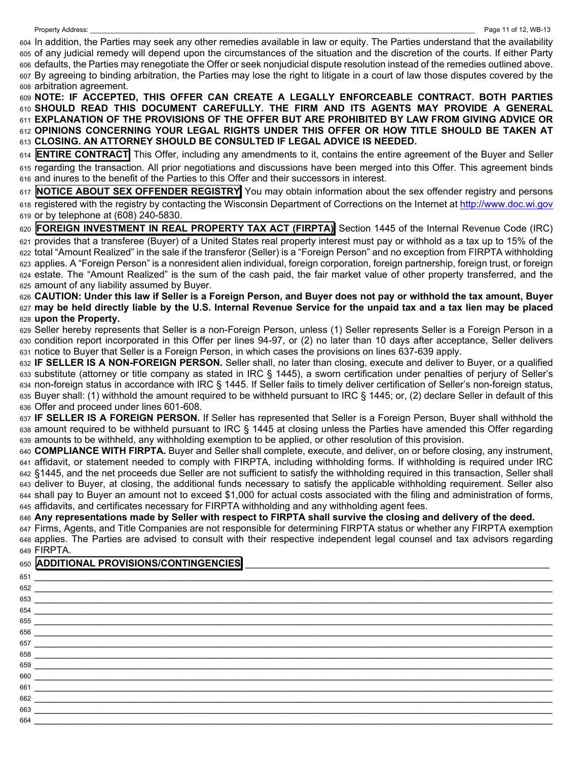604 In addition, the Parties may seek any other remedies available in law or equity. The Parties understand that the availability 605 of any judicial remedy will depend upon the circumstances of the situation and the discretion of the courts. If either Party 606 defaults, the Parties may renegotiate the Offer or seek nonjudicial dispute resolution instead of the remedies outlined above. 607 By agreeing to binding arbitration, the Parties may lose the right to litigate in a court of law those disputes covered by the 608 arbitration agreement.

609 **NOTE: IF ACCEPTED, THIS OFFER CAN CREATE A LEGALLY ENFORCEABLE CONTRACT. BOTH PARTIES 610 SHOULD READ THIS DOCUMENT CAREFULLY. THE FIRM AND ITS AGENTS MAY PROVIDE A GENERAL 611 EXPLANATION OF THE PROVISIONS OF THE OFFER BUT ARE PROHIBITED BY LAW FROM GIVING ADVICE OR 612 OPINIONS CONCERNING YOUR LEGAL RIGHTS UNDER THIS OFFER OR HOW TITLE SHOULD BE TAKEN AT 613 CLOSING. AN ATTORNEY SHOULD BE CONSULTED IF LEGAL ADVICE IS NEEDED.**

614 **ENTIRE CONTRACT** This Offer, including any amendments to it, contains the entire agreement of the Buyer and Seller 615 regarding the transaction. All prior negotiations and discussions have been merged into this Offer. This agreement binds 616 and inures to the benefit of the Parties to this Offer and their successors in interest.

617 **NOTICE ABOUT SEX OFFENDER REGISTRY** You may obtain information about the sex offender registry and persons 618 registered with the registry by contacting the Wisconsin Department of Corrections on the Internet at http://www.doc.wi.gov 619 or by telephone at (608) 240-5830.

620 **FOREIGN INVESTMENT IN REAL PROPERTY TAX ACT (FIRPTA)** Section 1445 of the Internal Revenue Code (IRC) 621 provides that a transferee (Buyer) of a United States real property interest must pay or withhold as a tax up to 15% of the 622 total "Amount Realized" in the sale if the transferor (Seller) is a "Foreign Person" and no exception from FIRPTA withholding 623 applies. A "Foreign Person" is a nonresident alien individual, foreign corporation, foreign partnership, foreign trust, or foreign 624 estate. The "Amount Realized" is the sum of the cash paid, the fair market value of other property transferred, and the 625 amount of any liability assumed by Buyer.

626 **CAUTION: Under this law if Seller is a Foreign Person, and Buyer does not pay or withhold the tax amount, Buyer 627 may be held directly liable by the U.S. Internal Revenue Service for the unpaid tax and a tax lien may be placed 628 upon the Property.**

629 Seller hereby represents that Seller is a non-Foreign Person, unless (1) Seller represents Seller is a Foreign Person in a 630 condition report incorporated in this Offer per lines 94-97, or (2) no later than 10 days after acceptance, Seller delivers 631 notice to Buyer that Seller is a Foreign Person, in which cases the provisions on lines 637-639 apply.

632 **IF SELLER IS A NON-FOREIGN PERSON.** Seller shall, no later than closing, execute and deliver to Buyer, or a qualified 633 substitute (attorney or title company as stated in IRC § 1445), a sworn certification under penalties of perjury of Seller's 634 non-foreign status in accordance with IRC § 1445. If Seller fails to timely deliver certification of Seller's non-foreign status, 635 Buyer shall: (1) withhold the amount required to be withheld pursuant to IRC § 1445; or, (2) declare Seller in default of this 636 Offer and proceed under lines 601-608.

637 **IF SELLER IS A FOREIGN PERSON.** If Seller has represented that Seller is a Foreign Person, Buyer shall withhold the 638 amount required to be withheld pursuant to IRC § 1445 at closing unless the Parties have amended this Offer regarding 639 amounts to be withheld, any withholding exemption to be applied, or other resolution of this provision.

640 **COMPLIANCE WITH FIRPTA.** Buyer and Seller shall complete, execute, and deliver, on or before closing, any instrument, 641 affidavit, or statement needed to comply with FIRPTA, including withholding forms. If withholding is required under IRC 642 §1445, and the net proceeds due Seller are not sufficient to satisfy the withholding required in this transaction, Seller shall 643 deliver to Buyer, at closing, the additional funds necessary to satisfy the applicable withholding requirement. Seller also 644 shall pay to Buyer an amount not to exceed $1,000 for actual costs associated with the filing and administration of forms, 645 affidavits, and certificates necessary for FIRPTA withholding and any withholding agent fees.

646 **Any representations made by Seller with respect to FIRPTA shall survive the closing and delivery of the deed.**

647 Firms, Agents, and Title Companies are not responsible for determining FIRPTA status or whether any FIRPTA exemption 648 applies. The Parties are advised to consult with their respective independent legal counsel and tax advisors regarding 649 FIRPTA.

650 **ADDITIONAL PROVISIONS/CONTINGENCIES** ____________________________________________________________

651 ______________________________________________________________________________________________

652 ______________________________________________________________________________________________

653 ______________________________________________________________________________________________

654 ______________________________________________________________________________________________

655 ______________________________________________________________________________________________

656 ______________________________________________________________________________________________

657 ______________________________________________________________________________________________

658 ______________________________________________________________________________________________

659 ______________________________________________________________________________________________

660 ______________________________________________________________________________________________

661 ______________________________________________________________________________________________

662 ______________________________________________________________________________________________

663 ______________________________________________________________________________________________

664 ______________________________________________________________________________________________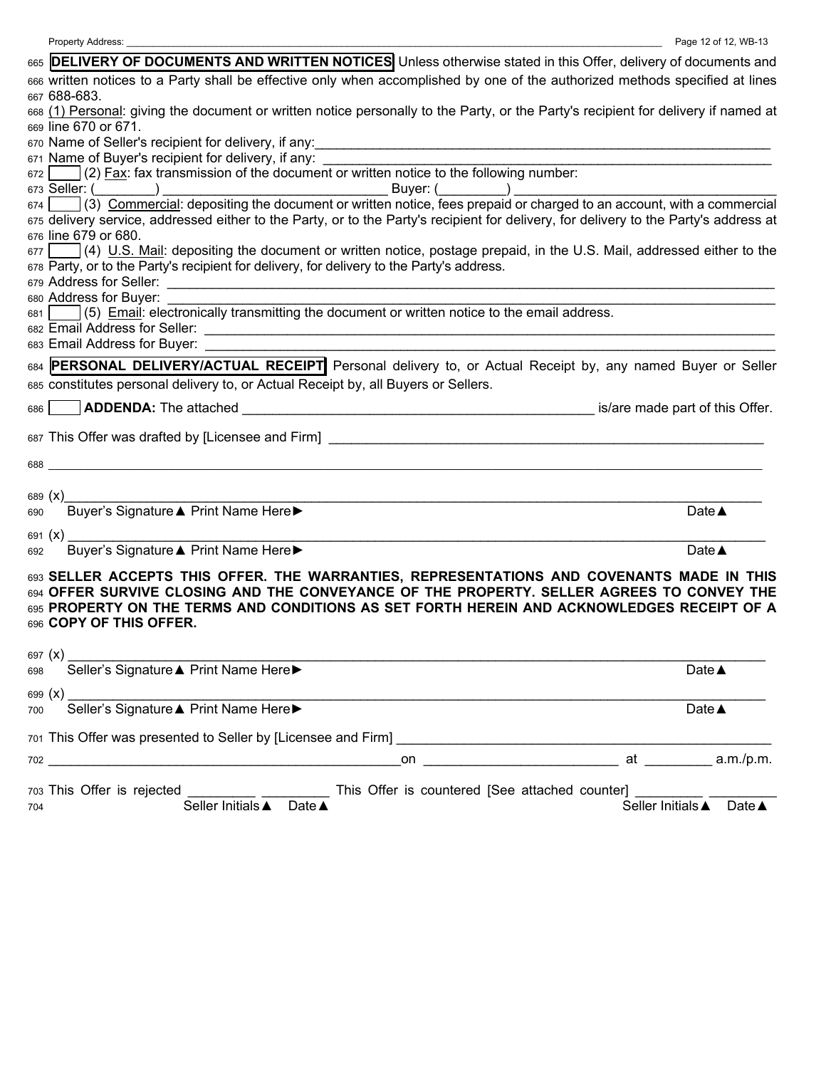665 **DELIVERY OF DOCUMENTS AND WRITTEN NOTICES** Unless otherwise stated in this Offer, delivery of documents and
666 written notices to a Party shall be effective only when accomplished by one of the authorized methods specified at lines
667 688-683.
668 (1) Personal: giving the document or written notice personally to the Party, or the Party's recipient for delivery if named at
669 line 670 or 671.
670 Name of Seller's recipient for delivery, if any:___________________________________________________________
671 Name of Buyer's recipient for delivery, if any: ___________________________________________________________
672 ☐ (2) Fax: fax transmission of the document or written notice to the following number:
673 Seller: (________) ______________________________ Buyer: (________) __________________________________
674 ☐ (3) Commercial: depositing the document or written notice, fees prepaid or charged to an account, with a commercial
675 delivery service, addressed either to the Party, or to the Party's recipient for delivery, for delivery to the Party's address at
676 line 679 or 680.
677 ☐ (4) U.S. Mail: depositing the document or written notice, postage prepaid, in the U.S. Mail, addressed either to the
678 Party, or to the Party's recipient for delivery, for delivery to the Party's address.
679 Address for Seller: ____________________________________________________________________________
680 Address for Buyer: ____________________________________________________________________________
681 ☐ (5) Email: electronically transmitting the document or written notice to the email address.
682 Email Address for Seller: _______________________________________________________________________
683 Email Address for Buyer: _______________________________________________________________________

684 **PERSONAL DELIVERY/ACTUAL RECEIPT** Personal delivery to, or Actual Receipt by, any named Buyer or Seller
685 constitutes personal delivery to, or Actual Receipt by, all Buyers or Sellers.

686 ☐ **ADDENDA:** The attached _____________________________________________ is/are made part of this Offer.

687 This Offer was drafted by [Licensee and Firm] _______________________________________________________

688 ____________________________________________________________________________________________

689 (x)__________________________________________________________________________________________
690 Buyer's Signature▲ Print Name Here► Date▲

691 (x) __________________________________________________________________________________________
692 Buyer's Signature▲ Print Name Here► Date▲

693 **SELLER ACCEPTS THIS OFFER. THE WARRANTIES, REPRESENTATIONS AND COVENANTS MADE IN THIS**
694 **OFFER SURVIVE CLOSING AND THE CONVEYANCE OF THE PROPERTY. SELLER AGREES TO CONVEY THE**
695 **PROPERTY ON THE TERMS AND CONDITIONS AS SET FORTH HEREIN AND ACKNOWLEDGES RECEIPT OF A**
696 **COPY OF THIS OFFER.**

697 (x) __________________________________________________________________________________________
698 Seller's Signature▲ Print Name Here► Date▲

699 (x) __________________________________________________________________________________________
700 Seller's Signature▲ Print Name Here► Date▲

701 This Offer was presented to Seller by [Licensee and Firm] ______________________________________________

702 _____________________________________________on _________________________ at _________ a.m./p.m.

703 This Offer is rejected _________ _________ This Offer is countered [See attached counter] _________ _________
704 Seller Initials▲ Date▲ Seller Initials▲ Date▲